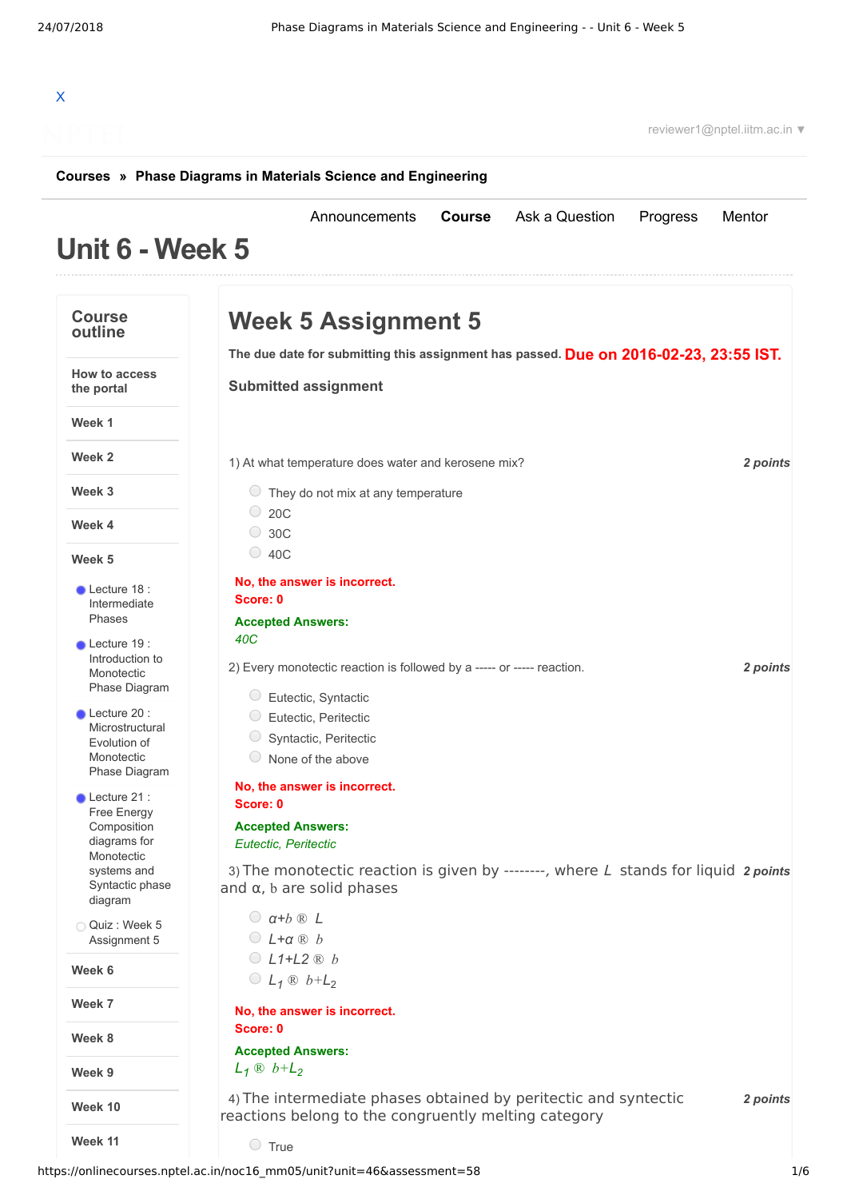X

reviewer1@nptel.iitm.ac.in ▼

**Courses » Phase Diagrams in Materials Science and Engineering**

Announcements **Course** Ask a Question Progress Mentor

# Unit 6 - Week 5

## Course outline

- How to access the portal
- Week 1
- Week 2
- Week 3
- Week 4
- Week 5
  - Lecture 18 : Intermediate Phases
  - Lecture 19 : Introduction to Monotectic Phase Diagram
  - Lecture 20 : Microstructural Evolution of Monotectic Phase Diagram
  - Lecture 21 : Free Energy Composition diagrams for Monotectic systems and Syntactic phase diagram
  - Quiz : Week 5 Assignment 5
- Week 6
- Week 7
- Week 8
- Week 9
- Week 10
- Week 11

# Week 5 Assignment 5

**The due date for submitting this assignment has passed.** **Due on 2016-02-23, 23:55 IST.**

**Submitted assignment**

1) At what temperature does water and kerosene mix? *2 points*

- They do not mix at any temperature
- 20C
- 30C
- 40C

**No, the answer is incorrect.**
**Score: 0**

**Accepted Answers:**
*40C*

2) Every monotectic reaction is followed by a ----- or ----- reaction. *2 points*

- Eutectic, Syntactic
- Eutectic, Peritectic
- Syntactic, Peritectic
- None of the above

**No, the answer is incorrect.**
**Score: 0**

**Accepted Answers:**
*Eutectic, Peritectic*

3) The monotectic reaction is given by --------, where $L$ stands for liquid and α, b are solid phases *2 points*

- $\alpha+b$ ® $L$
- $L+\alpha$ ® $b$
- $L1+L2$ ® $b$
- $L_1$ ® $b+L_2$

**No, the answer is incorrect.**
**Score: 0**

**Accepted Answers:**
$L_1$ ® $b+L_2$

4) The intermediate phases obtained by peritectic and syntectic reactions belong to the congruently melting category *2 points*

- True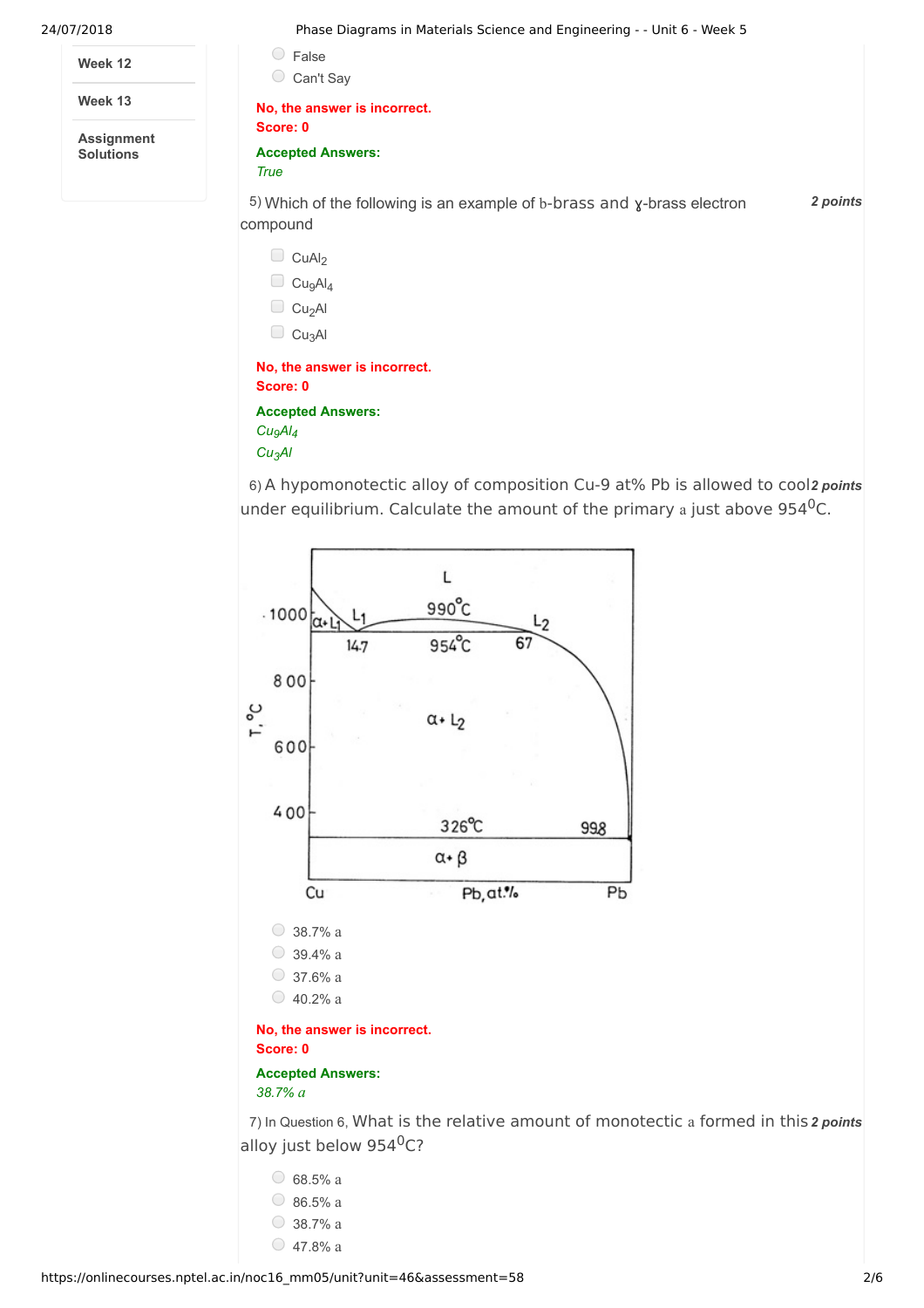Week 12

Week 13

Assignment Solutions

False

Can't Say

No, the answer is incorrect.
Score: 0

Accepted Answers:
*True*

5) Which of the following is an example of b-brass and ɣ-brass electron compound **2 points**

- $CuAl_2$
- $Cu_9Al_4$
- $Cu_2Al$
- $Cu_3Al$

No, the answer is incorrect.
Score: 0

Accepted Answers:
*$Cu_9Al_4$*
*$Cu_3Al$*

6) A hypomonotectic alloy of composition Cu-9 at% Pb is allowed to cool under equilibrium. Calculate the amount of the primary a just above 954$^0$C. **2 points**

- 38.7% a
- 39.4% a
- 37.6% a
- 40.2% a

No, the answer is incorrect.
Score: 0

Accepted Answers:
*38.7% a*

7) In Question 6, What is the relative amount of monotectic a formed in this alloy just below 954$^0$C? **2 points**

- 68.5% a
- 86.5% a
- 38.7% a
- 47.8% a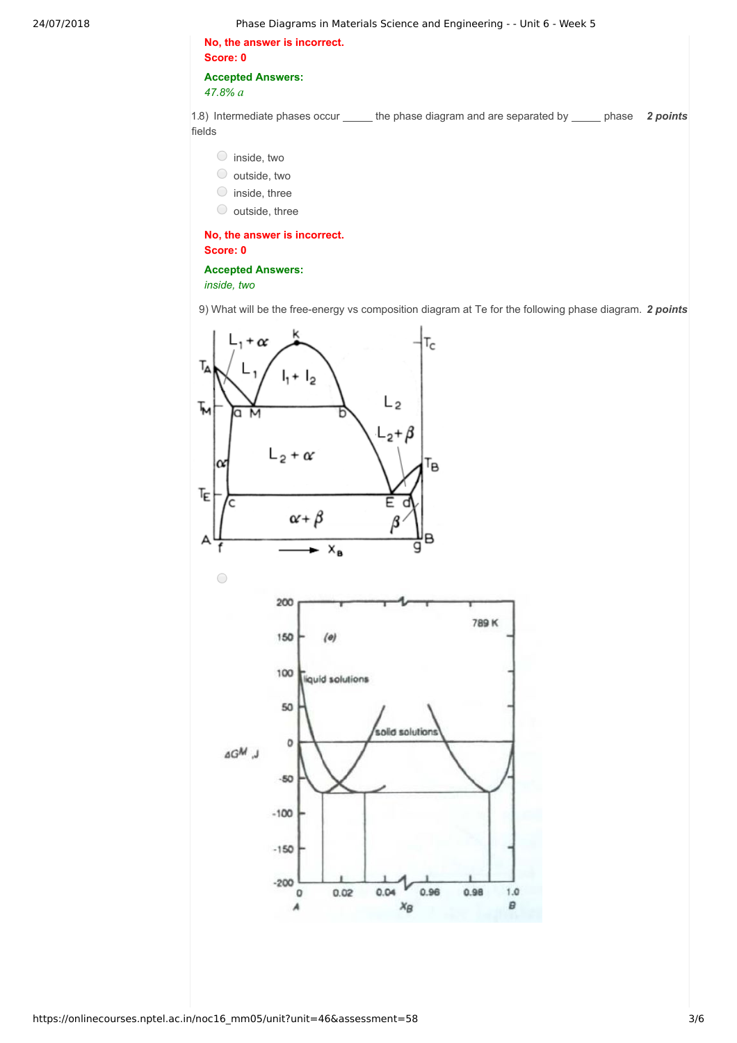No, the answer is incorrect.
Score: 0

**Accepted Answers:**
*47.8% $a$*

1.8) Intermediate phases occur _____ the phase diagram and are separated by _____ phase **2 points**
fields

- inside, two
- outside, two
- inside, three
- outside, three

No, the answer is incorrect.
Score: 0

**Accepted Answers:**
*inside, two*

9) What will be the free-energy vs composition diagram at Te for the following phase diagram. **2 points**

- ○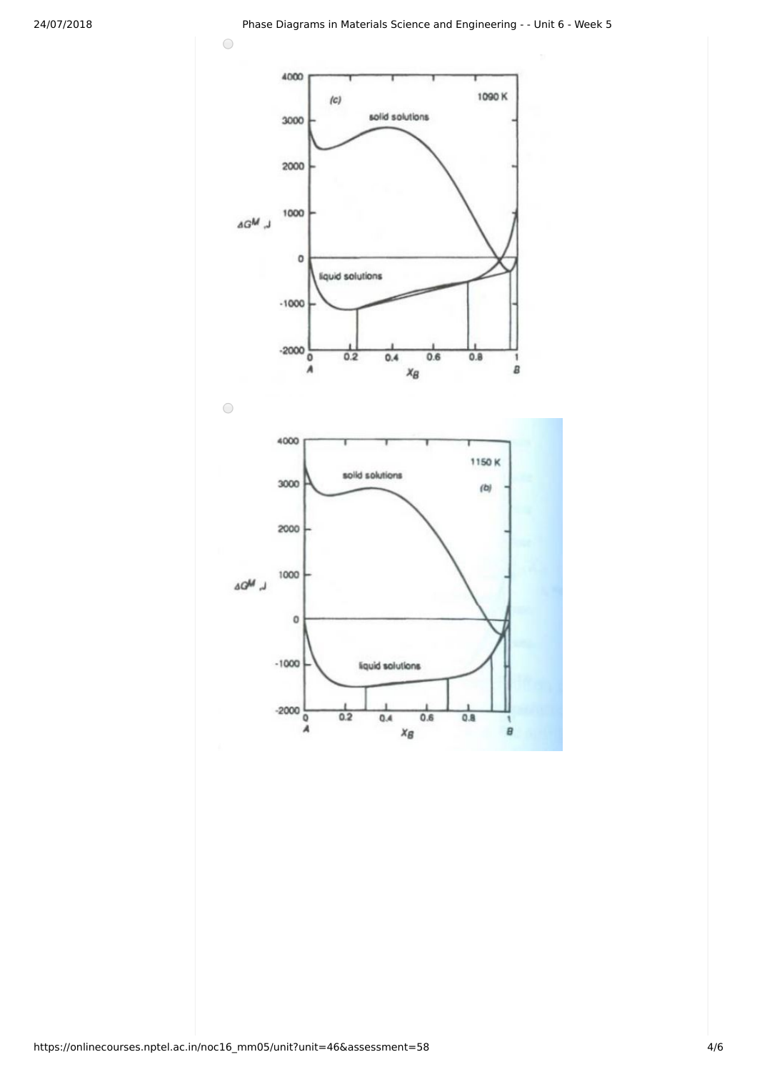(c) 1090 K

solid solutions

liquid solutions

$\Delta G^M$, J

$x_B$

(b) 1150 K

solid solutions

liquid solutions

$\Delta G^M$, J

$x_B$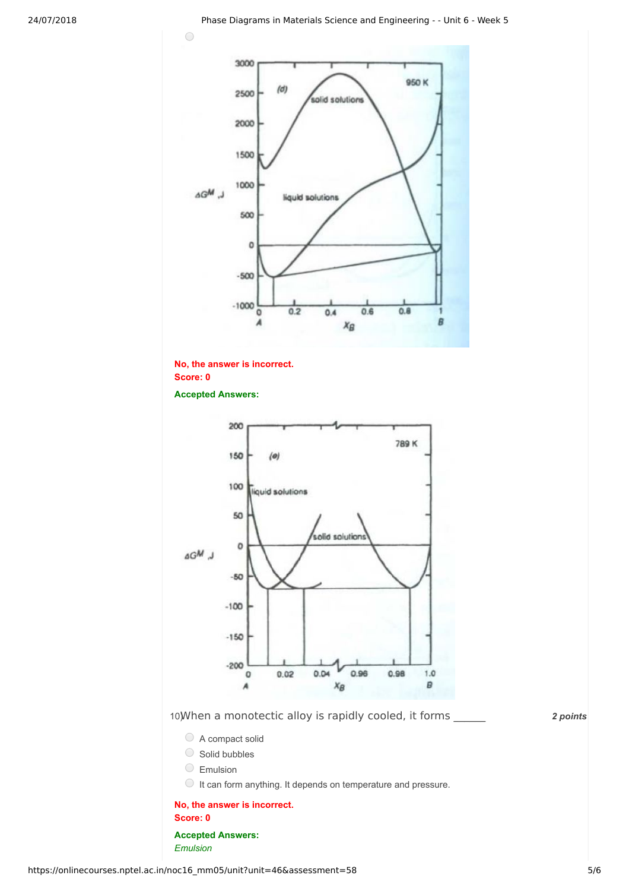No, the answer is incorrect.
Score: 0

Accepted Answers:

10) When a monotectic alloy is rapidly cooled, it forms ______ *2 points*

- A compact solid
- Solid bubbles
- Emulsion
- It can form anything. It depends on temperature and pressure.

No, the answer is incorrect.
Score: 0

Accepted Answers:
*Emulsion*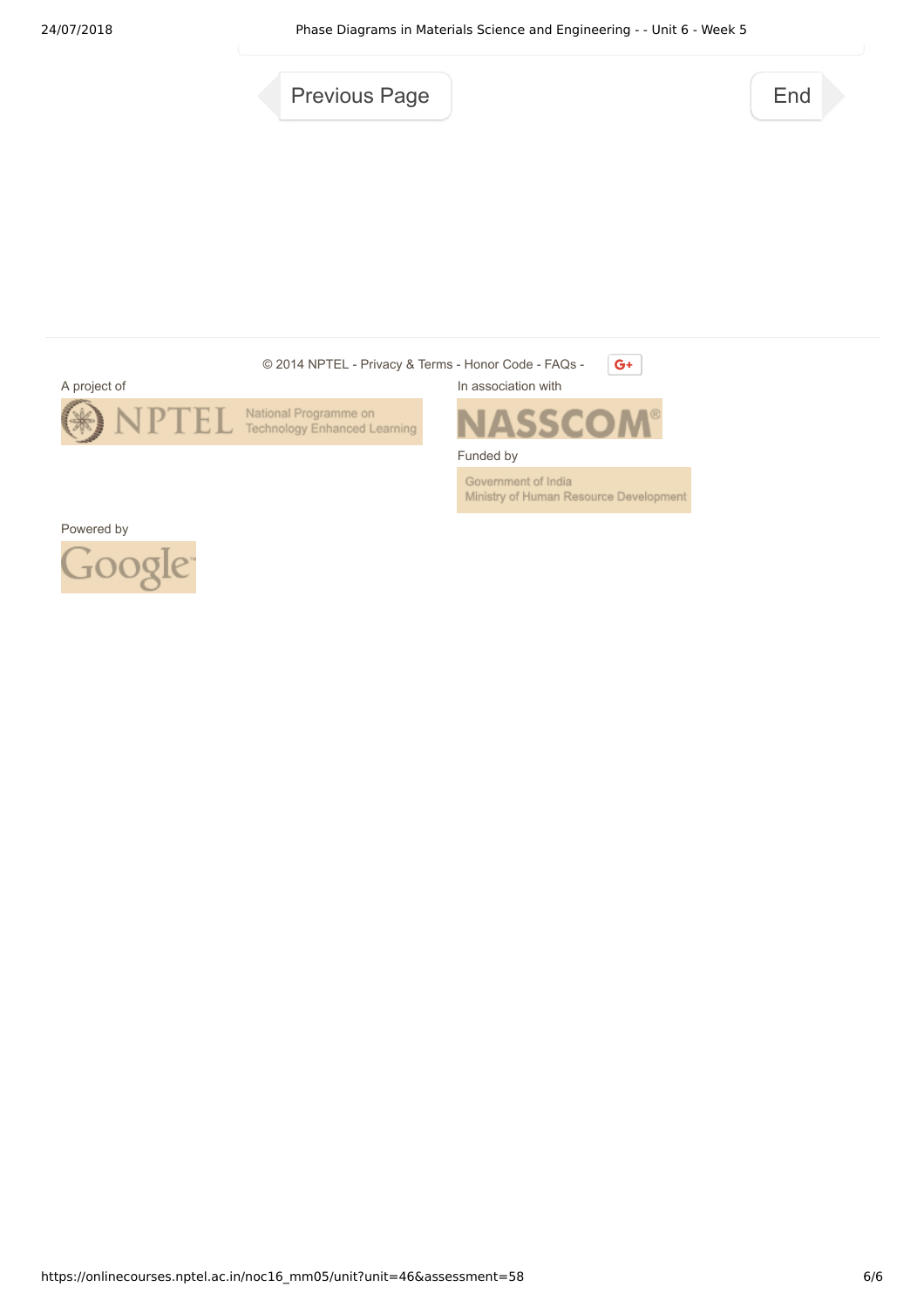Previous Page

End

© 2014 NPTEL - Privacy & Terms - Honor Code - FAQs -

A project of

In association with

Funded by

Powered by